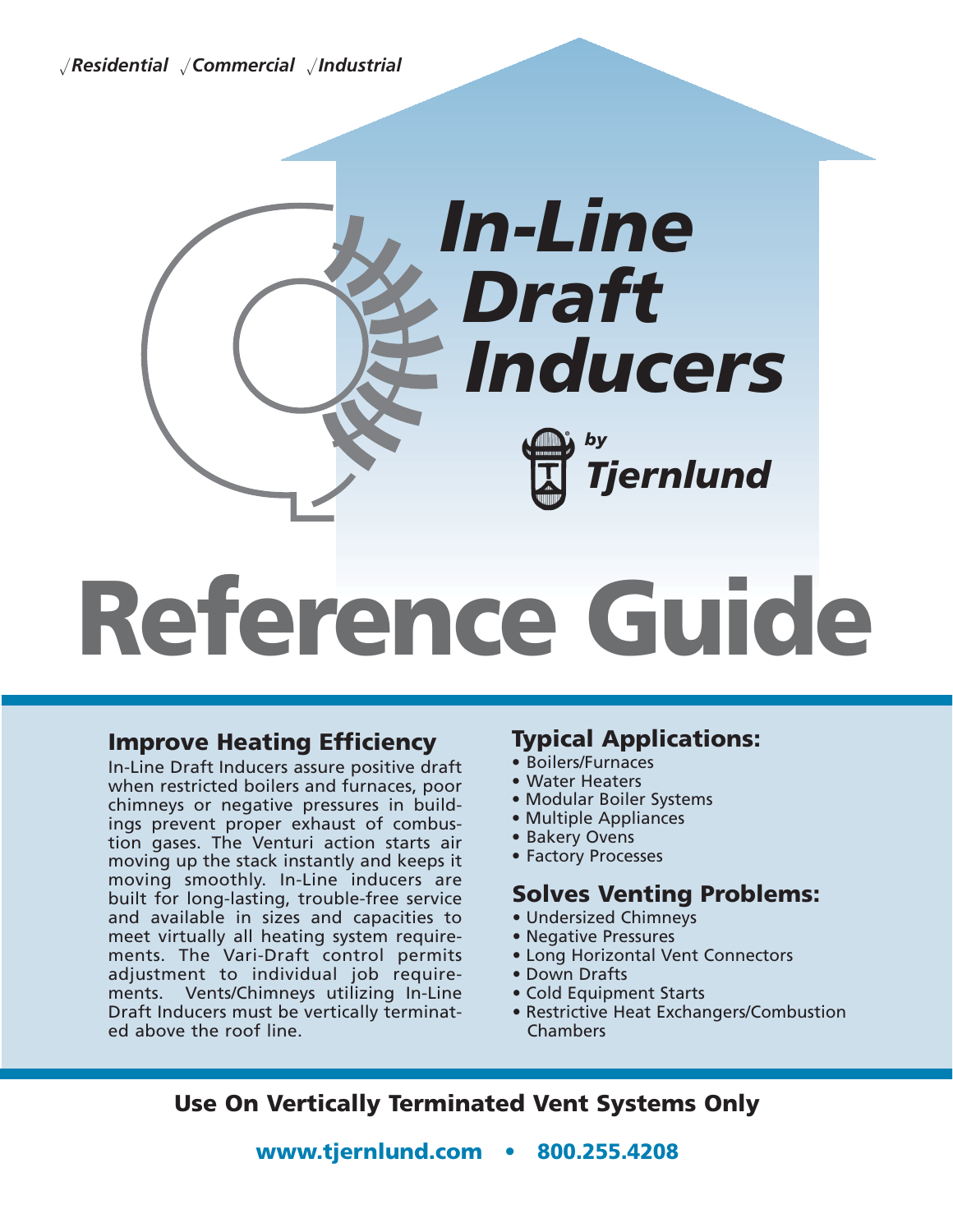√*Residential* √*Commercial* √*Industrial*

# *In-Line Draft Inducers*

*by* *Tjernlund*

# Reference Guide

## Improve Heating Efficiency

In-Line Draft Inducers assure positive draft when restricted boilers and furnaces, poor chimneys or negative pressures in buildings prevent proper exhaust of combustion gases. The Venturi action starts air moving up the stack instantly and keeps it moving smoothly. In-Line inducers are built for long-lasting, trouble-free service and available in sizes and capacities to meet virtually all heating system requirements. The Vari-Draft control permits adjustment to individual job requirements. Vents/Chimneys utilizing In-Line Draft Inducers must be vertically terminated above the roof line.

## Typical Applications:

- Boilers/Furnaces
- Water Heaters
- Modular Boiler Systems
- Multiple Appliances
- Bakery Ovens
- Factory Processes

## Solves Venting Problems:

- Undersized Chimneys
- Negative Pressures
- Long Horizontal Vent Connectors
- Down Drafts
- Cold Equipment Starts
- Restrictive Heat Exchangers/Combustion Chambers

**Use On Vertically Terminated Vent Systems Only**

**www.tjernlund.com • 800.255.4208**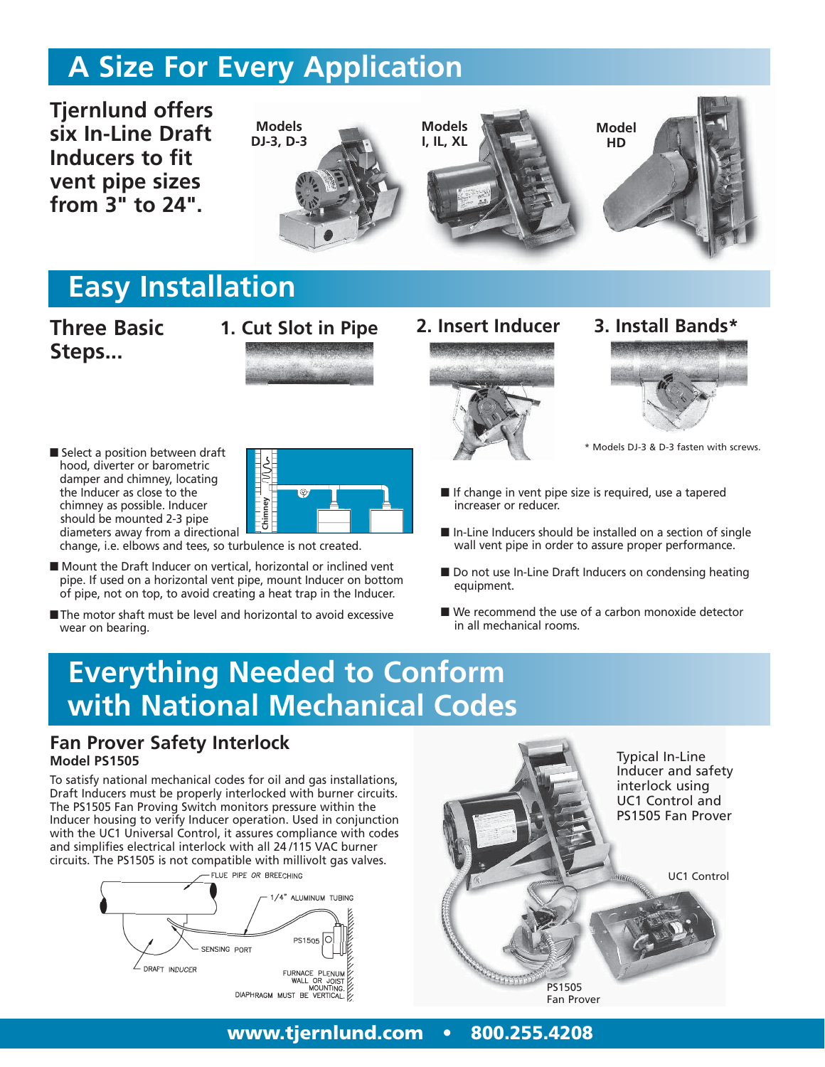## A Size For Every Application

**Tjernlund offers six In-Line Draft Inducers to fit vent pipe sizes from 3" to 24".**

**Models DJ-3, D-3**

**Models I, IL, XL**

**Model HD**

## Easy Installation

### Three Basic Steps...

**1. Cut Slot in Pipe**

**2. Insert Inducer**

**3. Install Bands***

* Models DJ-3 & D-3 fasten with screws.

- Select a position between draft hood, diverter or barometric damper and chimney, locating the Inducer as close to the chimney as possible. Inducer should be mounted 2-3 pipe diameters away from a directional change, i.e. elbows and tees, so turbulence is not created.
- Mount the Draft Inducer on vertical, horizontal or inclined vent pipe. If used on a horizontal vent pipe, mount Inducer on bottom of pipe, not on top, to avoid creating a heat trap in the Inducer.
- The motor shaft must be level and horizontal to avoid excessive wear on bearing.
- If change in vent pipe size is required, use a tapered increaser or reducer.
- In-Line Inducers should be installed on a section of single wall vent pipe in order to assure proper performance.
- Do not use In-Line Draft Inducers on condensing heating equipment.
- We recommend the use of a carbon monoxide detector in all mechanical rooms.

## Everything Needed to Conform with National Mechanical Codes

### Fan Prover Safety Interlock

**Model PS1505**

To satisfy national mechanical codes for oil and gas installations, Draft Inducers must be properly interlocked with burner circuits. The PS1505 Fan Proving Switch monitors pressure within the Inducer housing to verify Inducer operation. Used in conjunction with the UC1 Universal Control, it assures compliance with codes and simplifies electrical interlock with all 24/115 VAC burner circuits. The PS1505 is not compatible with millivolt gas valves.

FLUE PIPE OR BREECHING; 1/4" ALUMINUM TUBING; SENSING PORT; PS1505; DRAFT INDUCER; FURNACE PLENUM WALL OR JOIST MOUNTING. DIAPHRAGM MUST BE VERTICAL.

Typical In-Line Inducer and safety interlock using UC1 Control and PS1505 Fan Prover

UC1 Control

PS1505 Fan Prover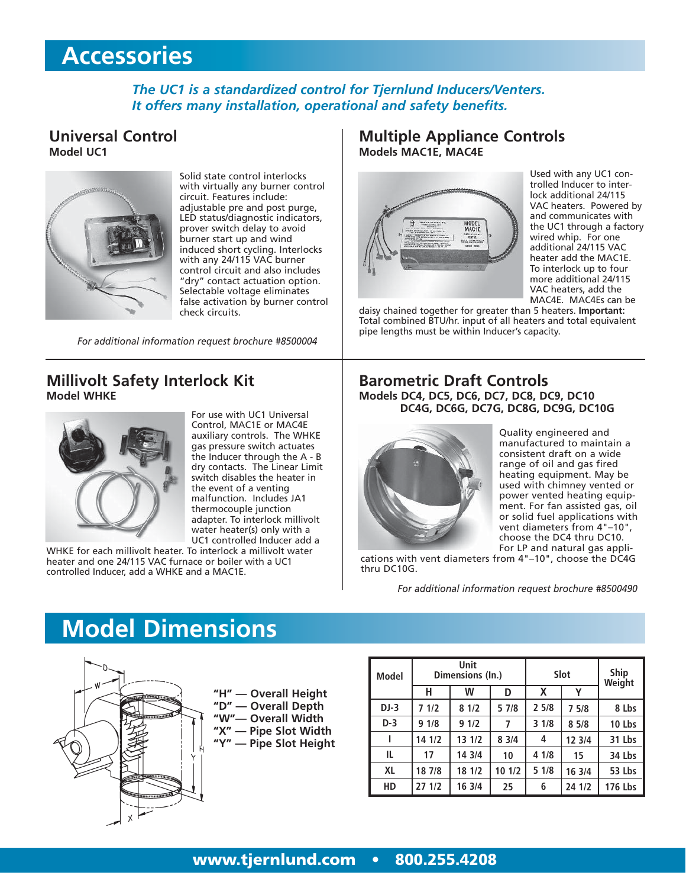# Accessories

*The UC1 is a standardized control for Tjernlund Inducers/Venters. It offers many installation, operational and safety benefits.*

## Universal Control
**Model UC1**

Solid state control interlocks with virtually any burner control circuit. Features include: adjustable pre and post purge, LED status/diagnostic indicators, prover switch delay to avoid burner start up and wind induced short cycling. Interlocks with any 24/115 VAC burner control circuit and also includes "dry" contact actuation option. Selectable voltage eliminates false activation by burner control check circuits.

*For additional information request brochure #8500004*

## Multiple Appliance Controls
**Models MAC1E, MAC4E**

Used with any UC1 controlled Inducer to interlock additional 24/115 VAC heaters. Powered by and communicates with the UC1 through a factory wired whip. For one additional 24/115 VAC heater add the MAC1E. To interlock up to four more additional 24/115 VAC heaters, add the MAC4E. MAC4Es can be daisy chained together for greater than 5 heaters. **Important:** Total combined BTU/hr. input of all heaters and total equivalent pipe lengths must be within Inducer's capacity.

## Millivolt Safety Interlock Kit
**Model WHKE**

For use with UC1 Universal Control, MAC1E or MAC4E auxiliary controls. The WHKE gas pressure switch actuates the Inducer through the A - B dry contacts. The Linear Limit switch disables the heater in the event of a venting malfunction. Includes JA1 thermocouple junction adapter. To interlock millivolt water heater(s) only with a UC1 controlled Inducer add a WHKE for each millivolt heater. To interlock a millivolt water heater and one 24/115 VAC furnace or boiler with a UC1 controlled Inducer, add a WHKE and a MAC1E.

## Barometric Draft Controls
**Models DC4, DC5, DC6, DC7, DC8, DC9, DC10**
**DC4G, DC6G, DC7G, DC8G, DC9G, DC10G**

Quality engineered and manufactured to maintain a consistent draft on a wide range of oil and gas fired heating equipment. May be used with chimney vented or power vented heating equipment. For fan assisted gas, oil or solid fuel applications with vent diameters from 4"–10", choose the DC4 thru DC10. For LP and natural gas applications with vent diameters from 4"–10", choose the DC4G thru DC10G.

*For additional information request brochure #8500490*

# Model Dimensions

**"H" — Overall Height**
**"D" — Overall Depth**
**"W"— Overall Width**
**"X" — Pipe Slot Width**
**"Y" — Pipe Slot Height**

| Model | Unit Dimensions (In.) | | | Slot | | Ship Weight |
|---|---|---|---|---|---|---|
| | H | W | D | X | Y | |
| DJ-3 | 7 1/2 | 8 1/2 | 5 7/8 | 2 5/8 | 7 5/8 | 8 Lbs |
| D-3 | 9 1/8 | 9 1/2 | 7 | 3 1/8 | 8 5/8 | 10 Lbs |
| I | 14 1/2 | 13 1/2 | 8 3/4 | 4 | 12 3/4 | 31 Lbs |
| IL | 17 | 14 3/4 | 10 | 4 1/8 | 15 | 34 Lbs |
| XL | 18 7/8 | 18 1/2 | 10 1/2 | 5 1/8 | 16 3/4 | 53 Lbs |
| HD | 27 1/2 | 16 3/4 | 25 | 6 | 24 1/2 | 176 Lbs |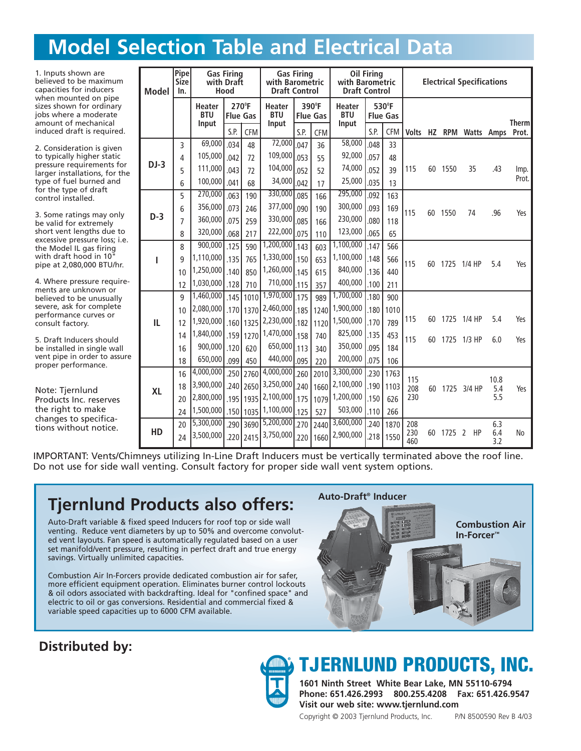# Model Selection Table and Electrical Data

1. Inputs shown are believed to be maximum capacities for inducers when mounted on pipe sizes shown for ordinary jobs where a moderate amount of mechanical induced draft is required.

2. Consideration is given to typically higher static pressure requirements for larger installations, for the type of fuel burned and for the type of draft control installed.

3. Some ratings may only be valid for extremely short vent lengths due to excessive pressure loss; i.e. the Model IL gas firing with draft hood in 10" pipe at 2,080,000 BTU/hr.

4. Where pressure requirements are unknown or believed to be unusually severe, ask for complete performance curves or consult factory.

5. Draft Inducers should be installed in single wall vent pipe in order to assure proper performance.

Note: Tjernlund Products Inc. reserves the right to make changes to specifications without notice.

| Model | Pipe Size In. | Gas Firing with Draft Hood | | | Gas Firing with Barometric Draft Control | | | Oil Firing with Barometric Draft Control | | | Electrical Specifications | | | | | |
|---|---|---|---|---|---|---|---|---|---|---|---|---|---|---|---|---|
| | | Heater BTU Input | 270°F Flue Gas | | Heater BTU Input | 390°F Flue Gas | | Heater BTU Input | 530°F Flue Gas | | | | | | | |
| | | | S.P. | CFM | | S.P. | CFM | | S.P. | CFM | Volts | HZ | RPM | Watts | Amps | Therm Prot. |
| DJ-3 | 3 | 69,000 | .034 | 48 | 72,000 | .047 | 36 | 58,000 | .048 | 33 | 115 | 60 | 1550 | 35 | .43 | Imp. Prot. |
| | 4 | 105,000 | .042 | 72 | 109,000 | .053 | 55 | 92,000 | .057 | 48 | | | | | | |
| | 5 | 111,000 | .043 | 72 | 104,000 | .052 | 52 | 74,000 | .052 | 39 | | | | | | |
| | 6 | 100,000 | .041 | 68 | 34,000 | .042 | 17 | 25,000 | .035 | 13 | | | | | | |
| D-3 | 5 | 270,000 | .063 | 190 | 330,000 | .085 | 166 | 295,000 | .092 | 163 | 115 | 60 | 1550 | 74 | .96 | Yes |
| | 6 | 356,000 | .073 | 246 | 377,000 | .090 | 190 | 300,000 | .093 | 169 | | | | | | |
| | 7 | 360,000 | .075 | 259 | 330,000 | .085 | 166 | 230,000 | .080 | 118 | | | | | | |
| | 8 | 320,000 | .068 | 217 | 222,000 | .075 | 110 | 123,000 | .065 | 65 | | | | | | |
| I | 8 | 900,000 | .125 | 590 | 1,200,000 | .143 | 603 | 1,100,000 | .147 | 566 | 115 | 60 | 1725 | 1/4 HP | 5.4 | Yes |
| | 9 | 1,110,000 | .135 | 765 | 1,330,000 | .150 | 653 | 1,100,000 | .148 | 566 | | | | | | |
| | 10 | 1,250,000 | .140 | 850 | 1,260,000 | .145 | 615 | 840,000 | .136 | 440 | | | | | | |
| | 12 | 1,030,000 | .128 | 710 | 710,000 | .115 | 357 | 400,000 | .100 | 211 | | | | | | |
| IL | 9 | 1,460,000 | .145 | 1010 | 1,970,000 | .175 | 989 | 1,700,000 | .180 | 900 | 115 | 60 | 1725 | 1/4 HP | 5.4 | Yes |
| | 10 | 2,080,000 | .170 | 1370 | 2,460,000 | .185 | 1240 | 1,900,000 | .180 | 1010 | 115 | 60 | 1725 | 1/3 HP | 6.0 | Yes |
| | 12 | 1,920,000 | .160 | 1325 | 2,230,000 | .182 | 1120 | 1,500,000 | .170 | 789 | | | | | | |
| | 14 | 1,840,000 | .159 | 1270 | 1,470,000 | .158 | 740 | 825,000 | .135 | 453 | | | | | | |
| | 16 | 900,000 | .120 | 620 | 650,000 | .113 | 340 | 350,000 | .095 | 184 | | | | | | |
| | 18 | 650,000 | .099 | 450 | 440,000 | .095 | 220 | 200,000 | .075 | 106 | | | | | | |
| XL | 16 | 4,000,000 | .250 | 2760 | 4,000,000 | .260 | 2010 | 3,300,000 | .230 | 1763 | 115 / 208 / 230 | 60 | 1725 | 3/4 HP | 10.8 / 5.4 / 5.5 | Yes |
| | 18 | 3,900,000 | .240 | 2650 | 3,250,000 | .240 | 1660 | 2,100,000 | .190 | 1103 | | | | | | |
| | 20 | 2,800,000 | .195 | 1935 | 2,100,000 | .175 | 1079 | 1,200,000 | .150 | 626 | | | | | | |
| | 24 | 1,500,000 | .150 | 1035 | 1,100,000 | .125 | 527 | 503,000 | .110 | 266 | | | | | | |
| HD | 20 | 5,300,000 | .290 | 3690 | 5,200,000 | .270 | 2440 | 3,600,000 | .240 | 1870 | 208 / 230 / 460 | 60 | 1725 | 2 HP | 6.3 / 6.4 / 3.2 | No |
| | 24 | 3,500,000 | .220 | 2415 | 3,750,000 | .220 | 1660 | 2,900,000 | .218 | 1550 | | | | | | |

IMPORTANT: Vents/Chimneys utilizing In-Line Draft Inducers must be vertically terminated above the roof line. Do not use for side wall venting. Consult factory for proper side wall vent system options.

## Tjernlund Products also offers:

Auto-Draft variable & fixed speed Inducers for roof top or side wall venting. Reduce vent diameters by up to 50% and overcome convoluted vent layouts. Fan speed is automatically regulated based on a user set manifold/vent pressure, resulting in perfect draft and true energy savings. Virtually unlimited capacities.

Combustion Air In-Forcers provide dedicated combustion air for safer, more efficient equipment operation. Eliminates burner control lockouts & oil odors associated with backdrafting. Ideal for "confined space" and electric to oil or gas conversions. Residential and commercial fixed & variable speed capacities up to 6000 CFM available.

Auto-Draft® Inducer

Combustion Air In-Forcer™

**Distributed by:**

**TJERNLUND PRODUCTS, INC.**

**1601 Ninth Street White Bear Lake, MN 55110-6794**
**Phone: 651.426.2993 800.255.4208 Fax: 651.426.9547**
**Visit our web site: www.tjernlund.com**

Copyright © 2003 Tjernlund Products, Inc. P/N 8500590 Rev B 4/03